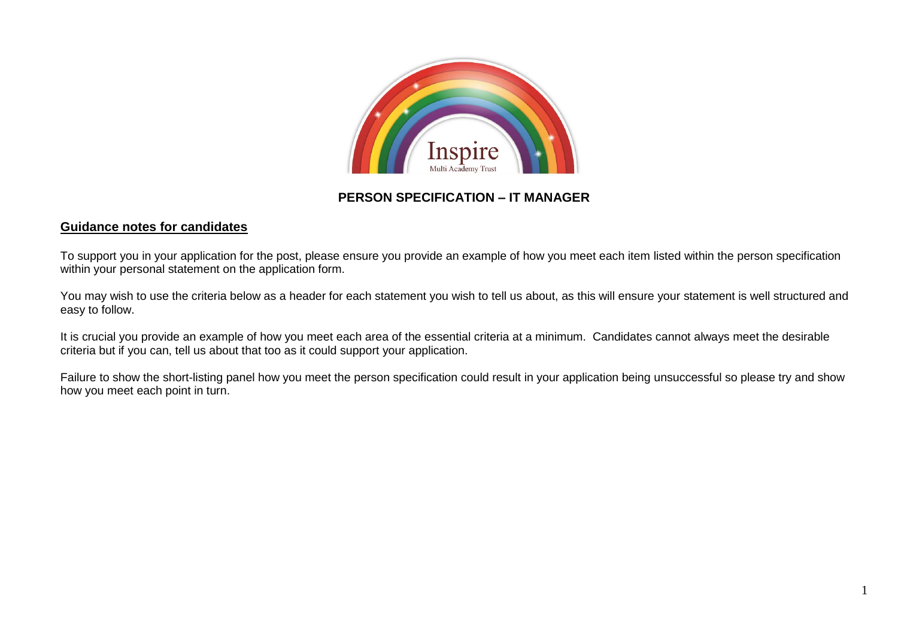Inspire

Multi Academy Trust

# PERSON SPECIFICATION – IT MANAGER

## Guidance notes for candidates

To support you in your application for the post, please ensure you provide an example of how you meet each item listed within the person specification within your personal statement on the application form.

You may wish to use the criteria below as a header for each statement you wish to tell us about, as this will ensure your statement is well structured and easy to follow.

It is crucial you provide an example of how you meet each area of the essential criteria at a minimum. Candidates cannot always meet the desirable criteria but if you can, tell us about that too as it could support your application.

Failure to show the short-listing panel how you meet the person specification could result in your application being unsuccessful so please try and show how you meet each point in turn.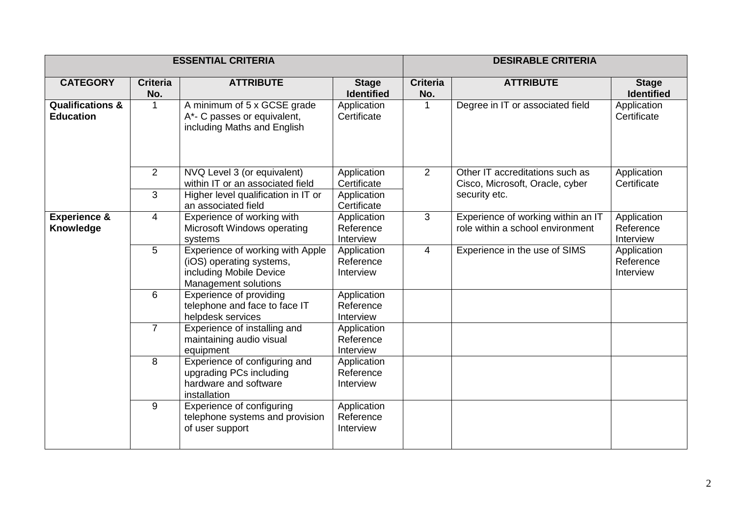| ESSENTIAL CRITERIA | | | | DESIRABLE CRITERIA | | |
|---|---|---|---|---|---|---|
| **CATEGORY** | **Criteria No.** | **ATTRIBUTE** | **Stage Identified** | **Criteria No.** | **ATTRIBUTE** | **Stage Identified** |
| **Qualifications & Education** | 1 | A minimum of 5 x GCSE grade A*- C passes or equivalent, including Maths and English | Application Certificate | 1 | Degree in IT or associated field | Application Certificate |
| | 2 | NVQ Level 3 (or equivalent) within IT or an associated field | Application Certificate | 2 | Other IT accreditations such as Cisco, Microsoft, Oracle, cyber security etc. | Application Certificate |
| | 3 | Higher level qualification in IT or an associated field | Application Certificate | | | |
| **Experience & Knowledge** | 4 | Experience of working with Microsoft Windows operating systems | Application Reference Interview | 3 | Experience of working within an IT role within a school environment | Application Reference Interview |
| | 5 | Experience of working with Apple (iOS) operating systems, including Mobile Device Management solutions | Application Reference Interview | 4 | Experience in the use of SIMS | Application Reference Interview |
| | 6 | Experience of providing telephone and face to face IT helpdesk services | Application Reference Interview | | | |
| | 7 | Experience of installing and maintaining audio visual equipment | Application Reference Interview | | | |
| | 8 | Experience of configuring and upgrading PCs including hardware and software installation | Application Reference Interview | | | |
| | 9 | Experience of configuring telephone systems and provision of user support | Application Reference Interview | | | |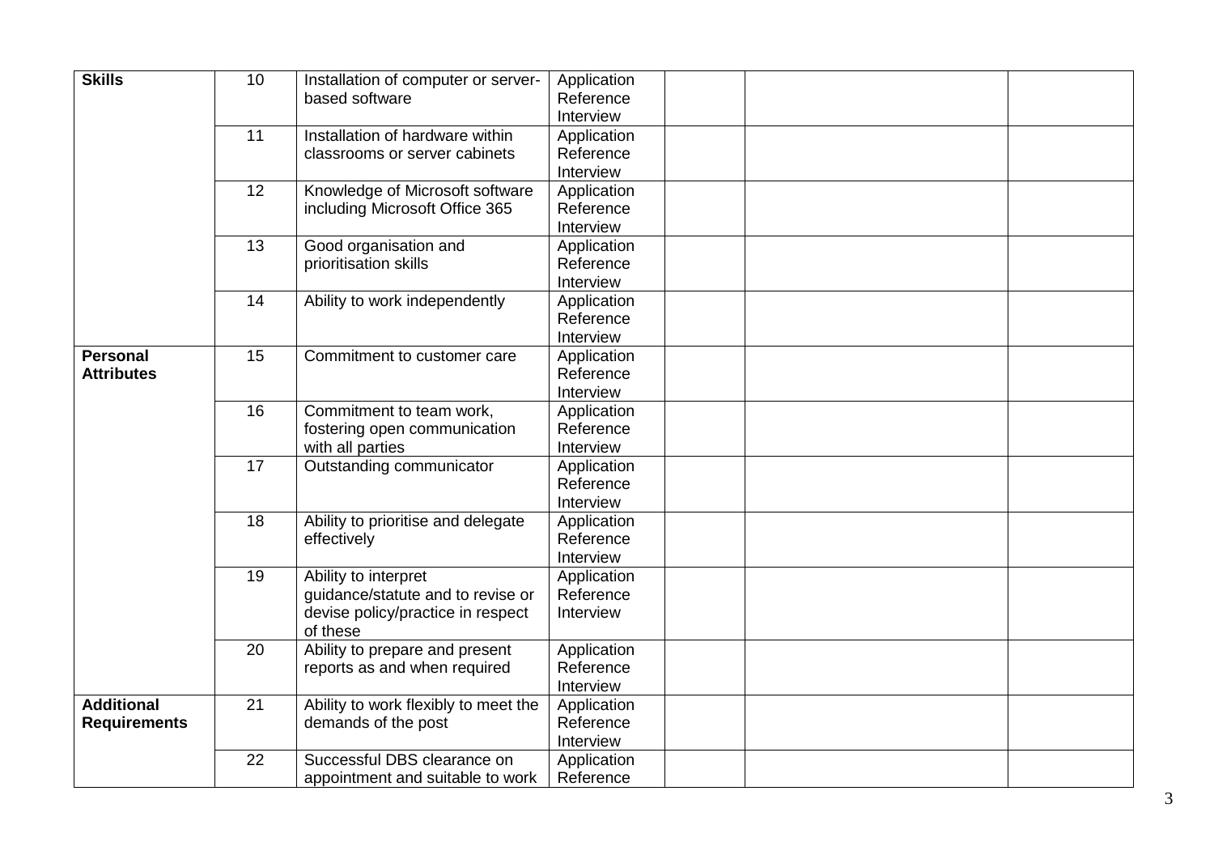| | | | | | | |
|---|---|---|---|---|---|---|
| **Skills** | 10 | Installation of computer or server-based software | Application Reference Interview | | | |
| | 11 | Installation of hardware within classrooms or server cabinets | Application Reference Interview | | | |
| | 12 | Knowledge of Microsoft software including Microsoft Office 365 | Application Reference Interview | | | |
| | 13 | Good organisation and prioritisation skills | Application Reference Interview | | | |
| | 14 | Ability to work independently | Application Reference Interview | | | |
| **Personal Attributes** | 15 | Commitment to customer care | Application Reference Interview | | | |
| | 16 | Commitment to team work, fostering open communication with all parties | Application Reference Interview | | | |
| | 17 | Outstanding communicator | Application Reference Interview | | | |
| | 18 | Ability to prioritise and delegate effectively | Application Reference Interview | | | |
| | 19 | Ability to interpret guidance/statute and to revise or devise policy/practice in respect of these | Application Reference Interview | | | |
| | 20 | Ability to prepare and present reports as and when required | Application Reference Interview | | | |
| **Additional Requirements** | 21 | Ability to work flexibly to meet the demands of the post | Application Reference Interview | | | |
| | 22 | Successful DBS clearance on appointment and suitable to work | Application Reference | | | |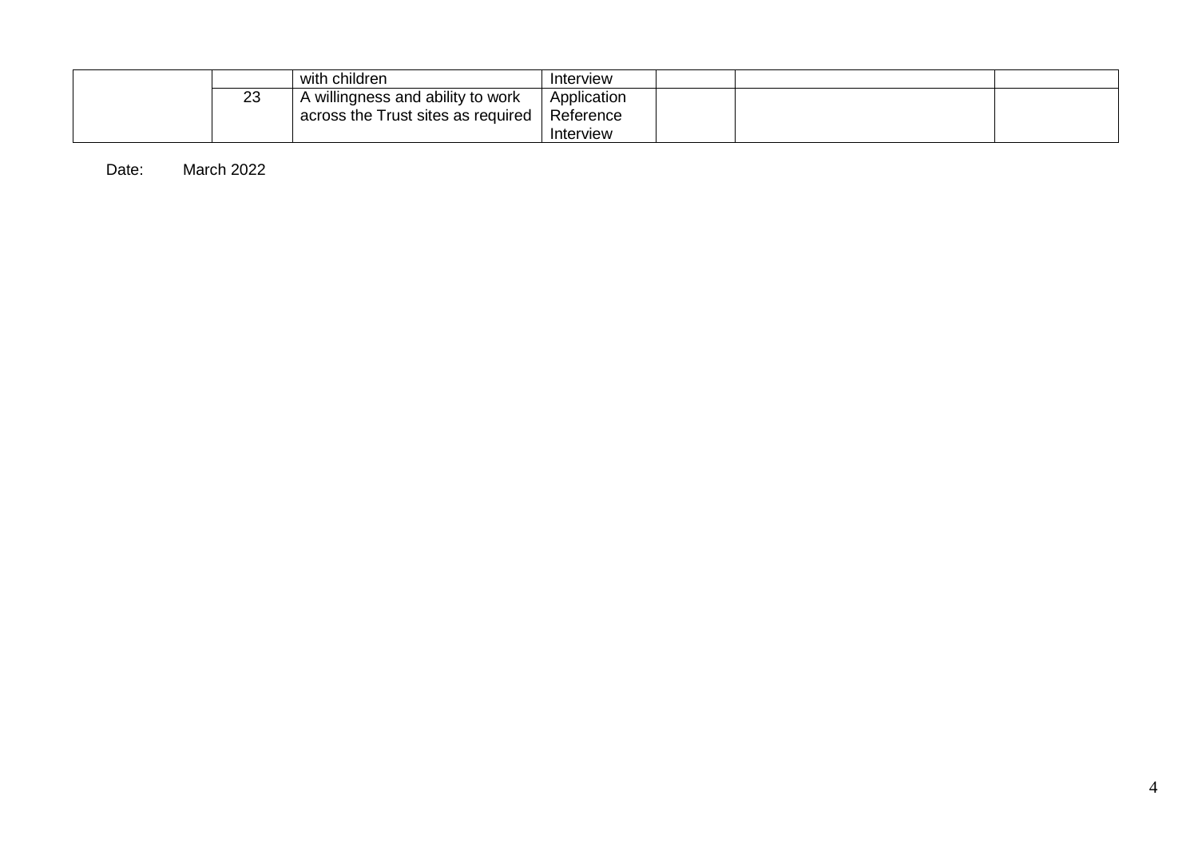| | | | | | | |
|---|---|---|---|---|---|---|
| | | with children | Interview | | | |
| | 23 | A willingness and ability to work across the Trust sites as required | Application<br>Reference<br>Interview | | | |

Date: March 2022